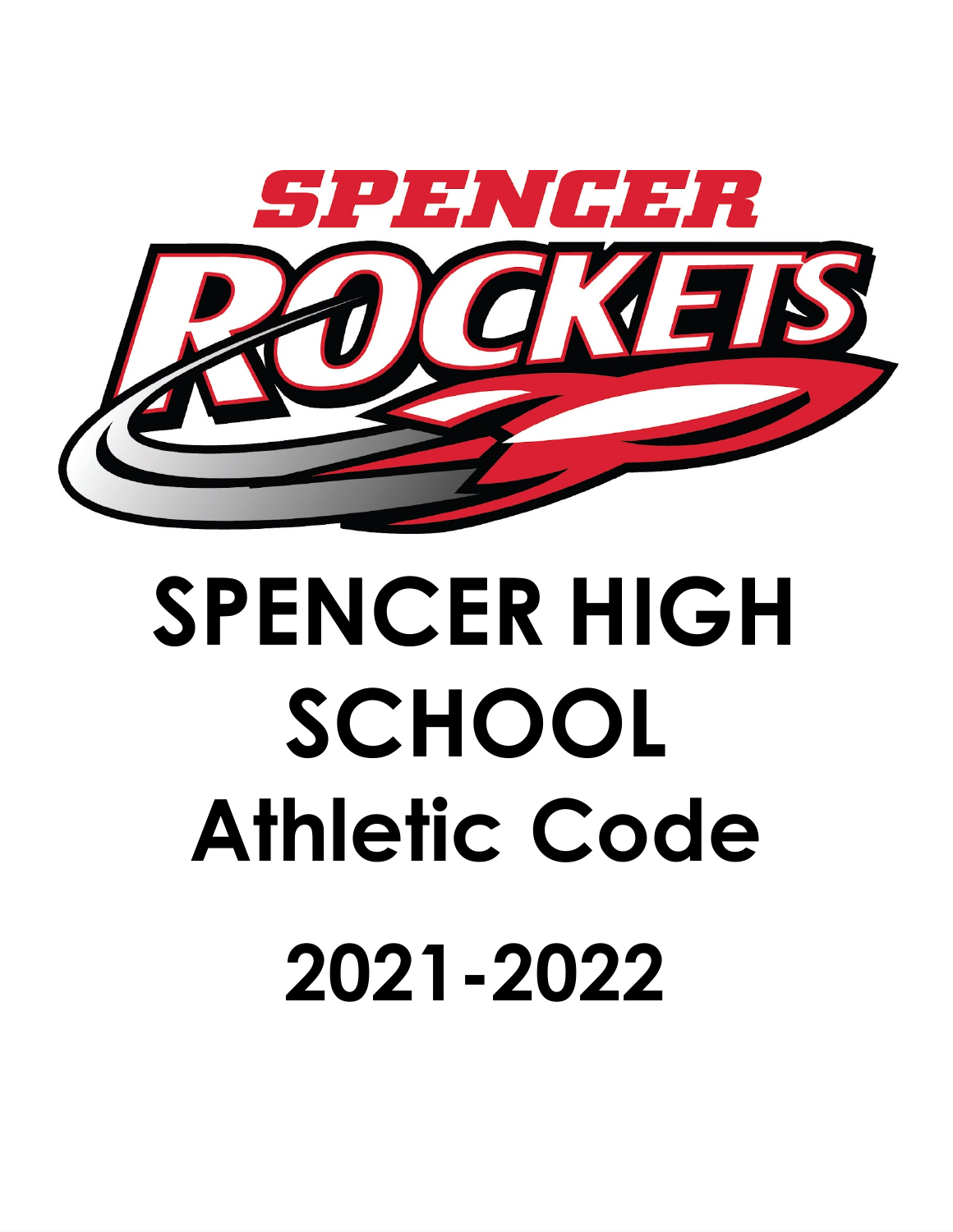SPENCER ROCKETS

# SPENCER HIGH SCHOOL

# Athletic Code

# 2021-2022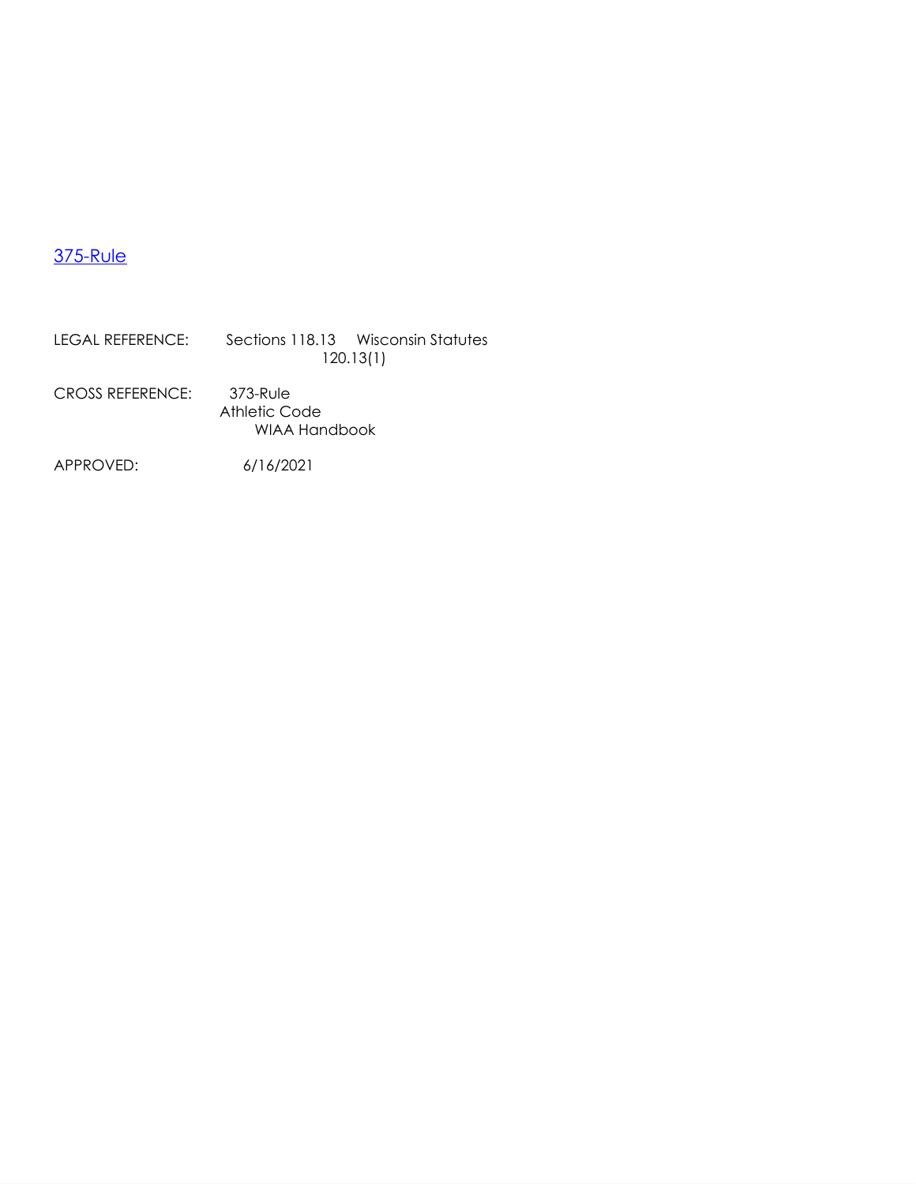[375-Rule]()

LEGAL REFERENCE: Sections 118.13 Wisconsin Statutes
120.13(1)

CROSS REFERENCE: 373-Rule
Athletic Code
WIAA Handbook

APPROVED: 6/16/2021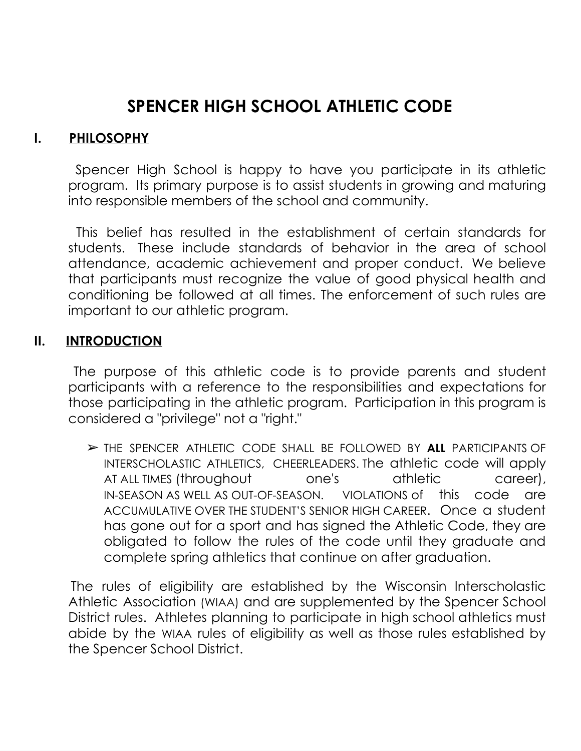# SPENCER HIGH SCHOOL ATHLETIC CODE

## I. PHILOSOPHY

Spencer High School is happy to have you participate in its athletic program. Its primary purpose is to assist students in growing and maturing into responsible members of the school and community.

This belief has resulted in the establishment of certain standards for students. These include standards of behavior in the area of school attendance, academic achievement and proper conduct. We believe that participants must recognize the value of good physical health and conditioning be followed at all times. The enforcement of such rules are important to our athletic program.

## II. INTRODUCTION

The purpose of this athletic code is to provide parents and student participants with a reference to the responsibilities and expectations for those participating in the athletic program. Participation in this program is considered a "privilege" not a "right."

- THE SPENCER ATHLETIC CODE SHALL BE FOLLOWED BY **ALL** PARTICIPANTS OF INTERSCHOLASTIC ATHLETICS, CHEERLEADERS. The athletic code will apply AT ALL TIMES (throughout one's athletic career), IN-SEASON AS WELL AS OUT-OF-SEASON. VIOLATIONS of this code are ACCUMULATIVE OVER THE STUDENT'S SENIOR HIGH CAREER. Once a student has gone out for a sport and has signed the Athletic Code, they are obligated to follow the rules of the code until they graduate and complete spring athletics that continue on after graduation.

The rules of eligibility are established by the Wisconsin Interscholastic Athletic Association (WIAA) and are supplemented by the Spencer School District rules. Athletes planning to participate in high school athletics must abide by the WIAA rules of eligibility as well as those rules established by the Spencer School District.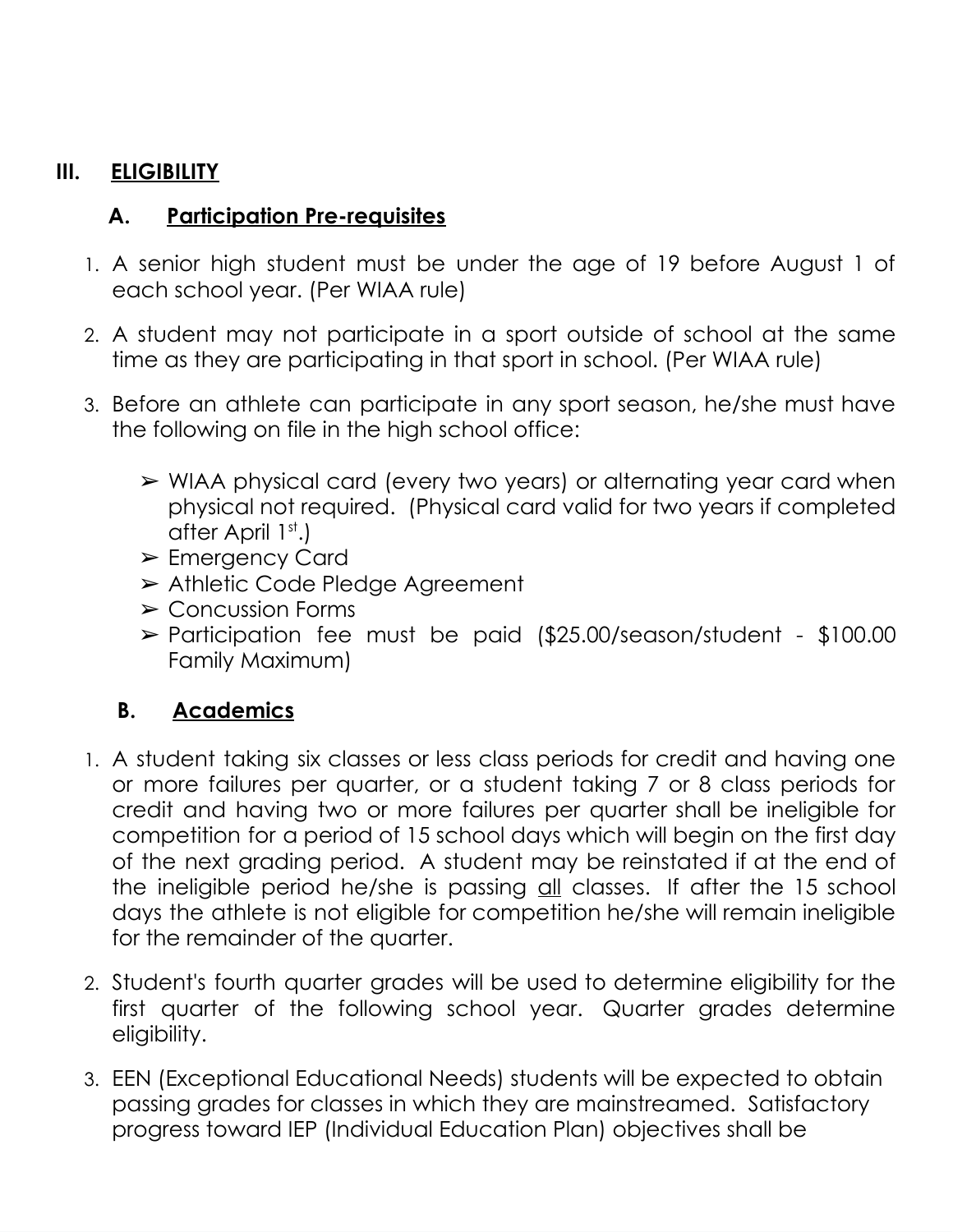## III. ELIGIBILITY

### A. Participation Pre-requisites

1. A senior high student must be under the age of 19 before August 1 of each school year. (Per WIAA rule)
2. A student may not participate in a sport outside of school at the same time as they are participating in that sport in school. (Per WIAA rule)
3. Before an athlete can participate in any sport season, he/she must have the following on file in the high school office:
   - ➢ WIAA physical card (every two years) or alternating year card when physical not required. (Physical card valid for two years if completed after April 1st.)
   - ➢ Emergency Card
   - ➢ Athletic Code Pledge Agreement
   - ➢ Concussion Forms
   - ➢ Participation fee must be paid ($25.00/season/student - $100.00 Family Maximum)

### B. Academics

1. A student taking six classes or less class periods for credit and having one or more failures per quarter, or a student taking 7 or 8 class periods for credit and having two or more failures per quarter shall be ineligible for competition for a period of 15 school days which will begin on the first day of the next grading period. A student may be reinstated if at the end of the ineligible period he/she is passing <u>all</u> classes. If after the 15 school days the athlete is not eligible for competition he/she will remain ineligible for the remainder of the quarter.
2. Student's fourth quarter grades will be used to determine eligibility for the first quarter of the following school year. Quarter grades determine eligibility.
3. EEN (Exceptional Educational Needs) students will be expected to obtain passing grades for classes in which they are mainstreamed. Satisfactory progress toward IEP (Individual Education Plan) objectives shall be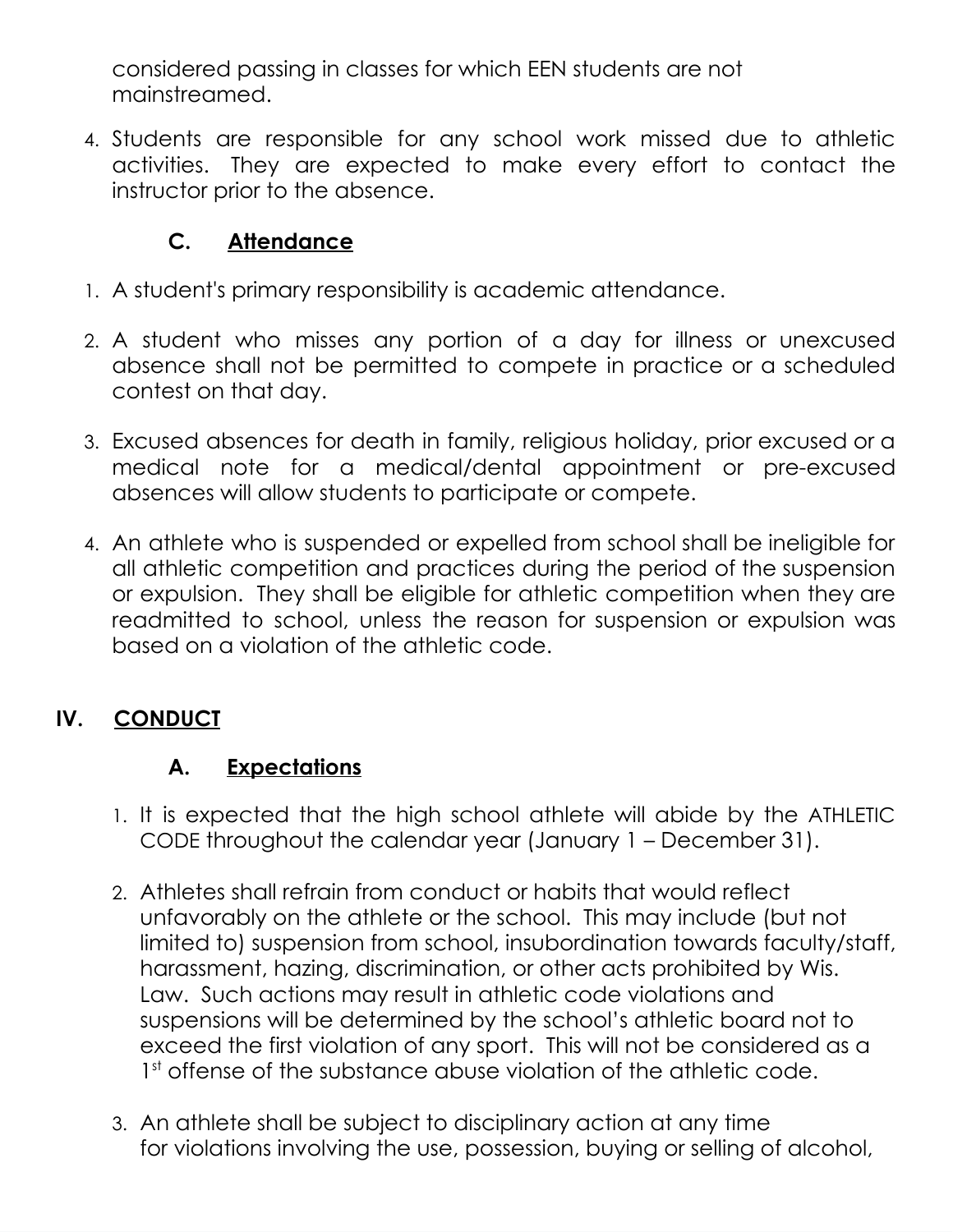considered passing in classes for which EEN students are not mainstreamed.

4. Students are responsible for any school work missed due to athletic activities. They are expected to make every effort to contact the instructor prior to the absence.

### C. Attendance

1. A student's primary responsibility is academic attendance.

2. A student who misses any portion of a day for illness or unexcused absence shall not be permitted to compete in practice or a scheduled contest on that day.

3. Excused absences for death in family, religious holiday, prior excused or a medical note for a medical/dental appointment or pre-excused absences will allow students to participate or compete.

4. An athlete who is suspended or expelled from school shall be ineligible for all athletic competition and practices during the period of the suspension or expulsion. They shall be eligible for athletic competition when they are readmitted to school, unless the reason for suspension or expulsion was based on a violation of the athletic code.

## IV. CONDUCT

### A. Expectations

1. It is expected that the high school athlete will abide by the ATHLETIC CODE throughout the calendar year (January 1 – December 31).

2. Athletes shall refrain from conduct or habits that would reflect unfavorably on the athlete or the school. This may include (but not limited to) suspension from school, insubordination towards faculty/staff, harassment, hazing, discrimination, or other acts prohibited by Wis. Law. Such actions may result in athletic code violations and suspensions will be determined by the school's athletic board not to exceed the first violation of any sport. This will not be considered as a 1st offense of the substance abuse violation of the athletic code.

3. An athlete shall be subject to disciplinary action at any time for violations involving the use, possession, buying or selling of alcohol,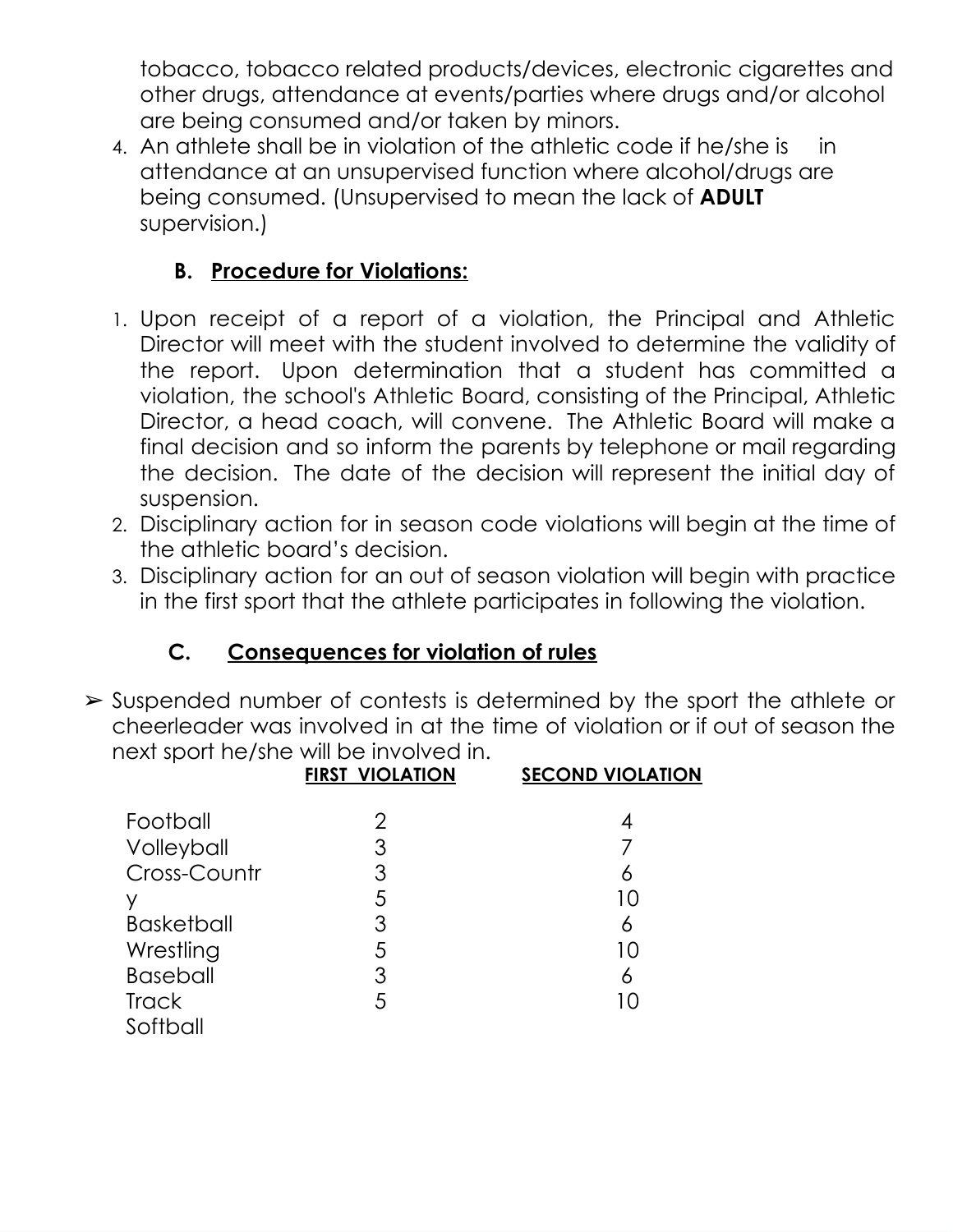tobacco, tobacco related products/devices, electronic cigarettes and other drugs, attendance at events/parties where drugs and/or alcohol are being consumed and/or taken by minors.

4. An athlete shall be in violation of the athletic code if he/she is in attendance at an unsupervised function where alcohol/drugs are being consumed. (Unsupervised to mean the lack of **ADULT** supervision.)

### B. Procedure for Violations:

1. Upon receipt of a report of a violation, the Principal and Athletic Director will meet with the student involved to determine the validity of the report. Upon determination that a student has committed a violation, the school's Athletic Board, consisting of the Principal, Athletic Director, a head coach, will convene. The Athletic Board will make a final decision and so inform the parents by telephone or mail regarding the decision. The date of the decision will represent the initial day of suspension.
2. Disciplinary action for in season code violations will begin at the time of the athletic board's decision.
3. Disciplinary action for an out of season violation will begin with practice in the first sport that the athlete participates in following the violation.

### C. Consequences for violation of rules

- Suspended number of contests is determined by the sport the athlete or cheerleader was involved in at the time of violation or if out of season the next sport he/she will be involved in.

| | FIRST VIOLATION | SECOND VIOLATION |
|---|---|---|
| Football | 2 | 4 |
| Volleyball | 3 | 7 |
| Cross-Country | 3 | 6 |
| Basketball | 5 | 10 |
| Wrestling | 3 | 6 |
| Baseball | 5 | 10 |
| Track | 3 | 6 |
| Softball | 5 | 10 |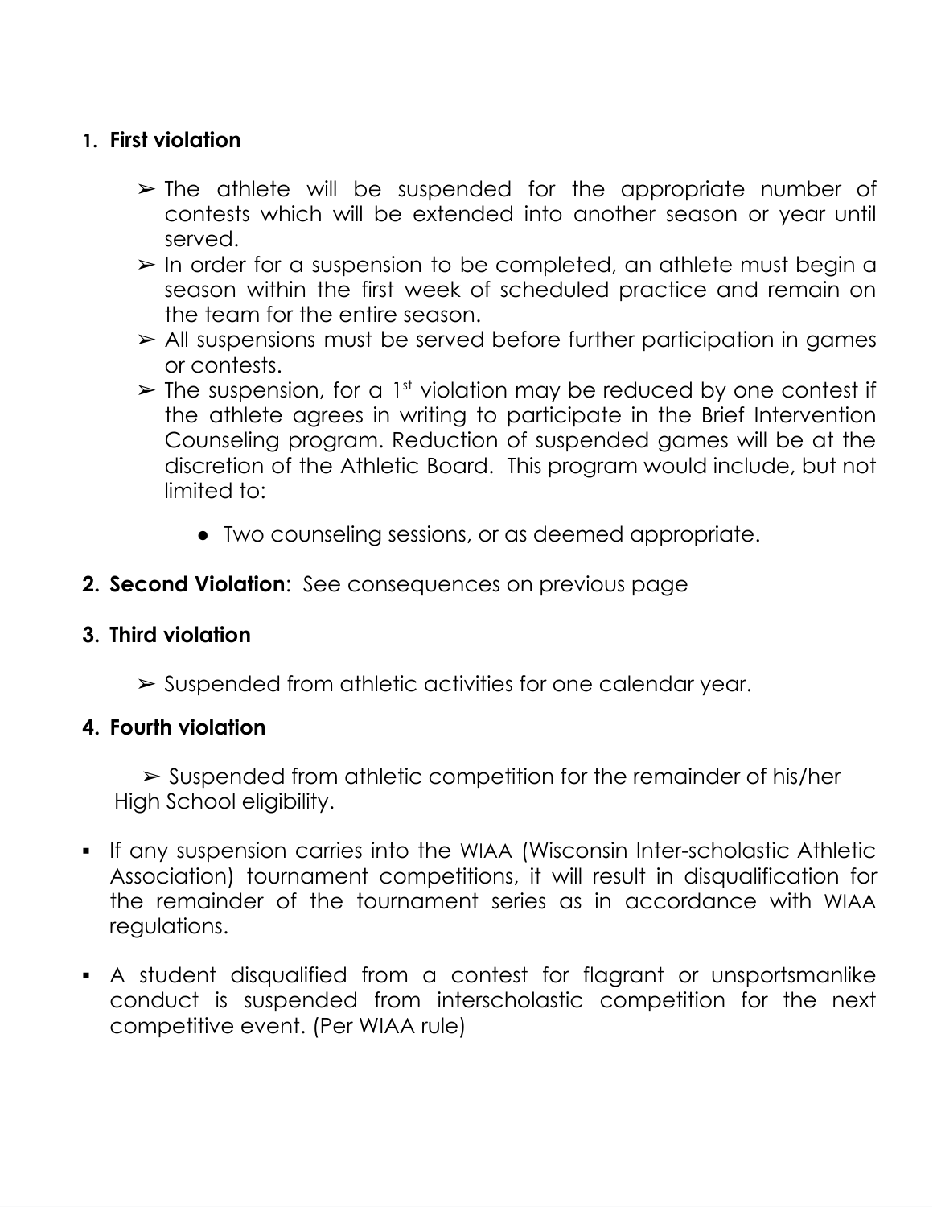1. **First violation**

   - ➢ The athlete will be suspended for the appropriate number of contests which will be extended into another season or year until served.
   - ➢ In order for a suspension to be completed, an athlete must begin a season within the first week of scheduled practice and remain on the team for the entire season.
   - ➢ All suspensions must be served before further participation in games or contests.
   - ➢ The suspension, for a 1st violation may be reduced by one contest if the athlete agrees in writing to participate in the Brief Intervention Counseling program. Reduction of suspended games will be at the discretion of the Athletic Board. This program would include, but not limited to:
     - Two counseling sessions, or as deemed appropriate.

2. **Second Violation**: See consequences on previous page

3. **Third violation**

   - ➢ Suspended from athletic activities for one calendar year.

4. **Fourth violation**

   - ➢ Suspended from athletic competition for the remainder of his/her High School eligibility.

- If any suspension carries into the WIAA (Wisconsin Inter-scholastic Athletic Association) tournament competitions, it will result in disqualification for the remainder of the tournament series as in accordance with WIAA regulations.

- A student disqualified from a contest for flagrant or unsportsmanlike conduct is suspended from interscholastic competition for the next competitive event. (Per WIAA rule)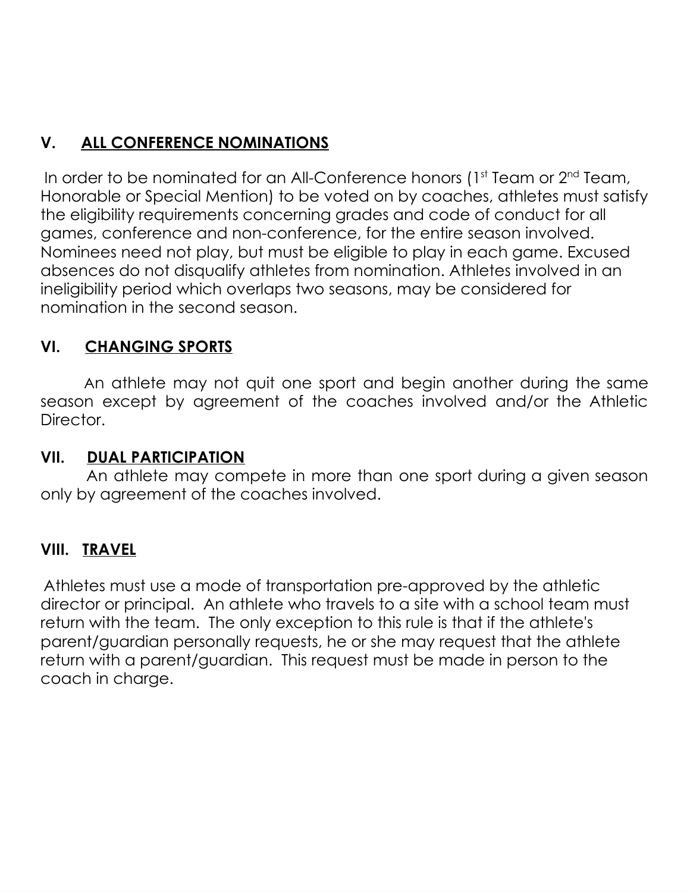## V. ALL CONFERENCE NOMINATIONS

In order to be nominated for an All-Conference honors (1st Team or 2nd Team, Honorable or Special Mention) to be voted on by coaches, athletes must satisfy the eligibility requirements concerning grades and code of conduct for all games, conference and non-conference, for the entire season involved. Nominees need not play, but must be eligible to play in each game. Excused absences do not disqualify athletes from nomination. Athletes involved in an ineligibility period which overlaps two seasons, may be considered for nomination in the second season.

## VI. CHANGING SPORTS

An athlete may not quit one sport and begin another during the same season except by agreement of the coaches involved and/or the Athletic Director.

## VII. DUAL PARTICIPATION

An athlete may compete in more than one sport during a given season only by agreement of the coaches involved.

## VIII. TRAVEL

Athletes must use a mode of transportation pre-approved by the athletic director or principal. An athlete who travels to a site with a school team must return with the team. The only exception to this rule is that if the athlete's parent/guardian personally requests, he or she may request that the athlete return with a parent/guardian. This request must be made in person to the coach in charge.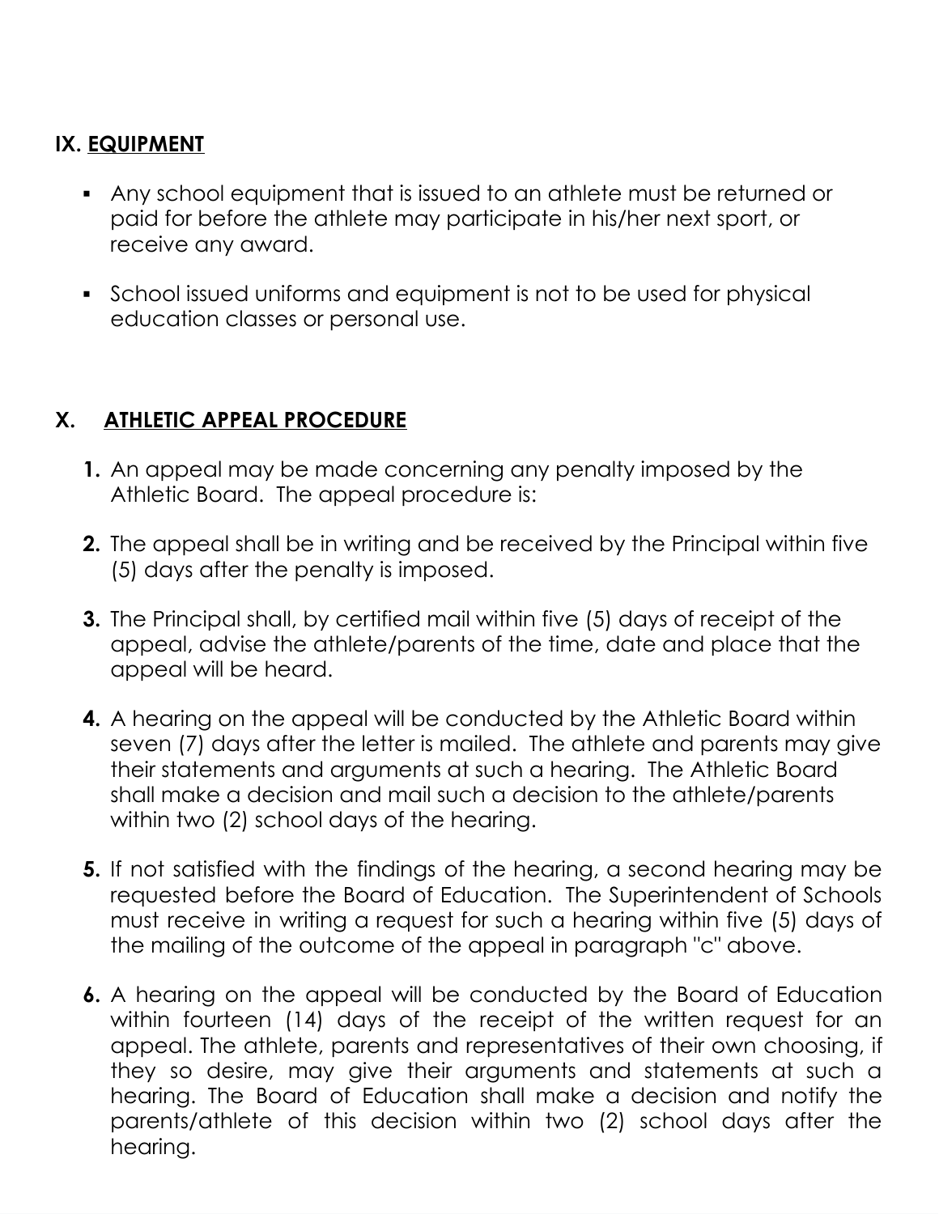## IX. <u>EQUIPMENT</u>

- Any school equipment that is issued to an athlete must be returned or paid for before the athlete may participate in his/her next sport, or receive any award.
- School issued uniforms and equipment is not to be used for physical education classes or personal use.

## X. <u>ATHLETIC APPEAL PROCEDURE</u>

1. An appeal may be made concerning any penalty imposed by the Athletic Board. The appeal procedure is:
2. The appeal shall be in writing and be received by the Principal within five (5) days after the penalty is imposed.
3. The Principal shall, by certified mail within five (5) days of receipt of the appeal, advise the athlete/parents of the time, date and place that the appeal will be heard.
4. A hearing on the appeal will be conducted by the Athletic Board within seven (7) days after the letter is mailed. The athlete and parents may give their statements and arguments at such a hearing. The Athletic Board shall make a decision and mail such a decision to the athlete/parents within two (2) school days of the hearing.
5. If not satisfied with the findings of the hearing, a second hearing may be requested before the Board of Education. The Superintendent of Schools must receive in writing a request for such a hearing within five (5) days of the mailing of the outcome of the appeal in paragraph "c" above.
6. A hearing on the appeal will be conducted by the Board of Education within fourteen (14) days of the receipt of the written request for an appeal. The athlete, parents and representatives of their own choosing, if they so desire, may give their arguments and statements at such a hearing. The Board of Education shall make a decision and notify the parents/athlete of this decision within two (2) school days after the hearing.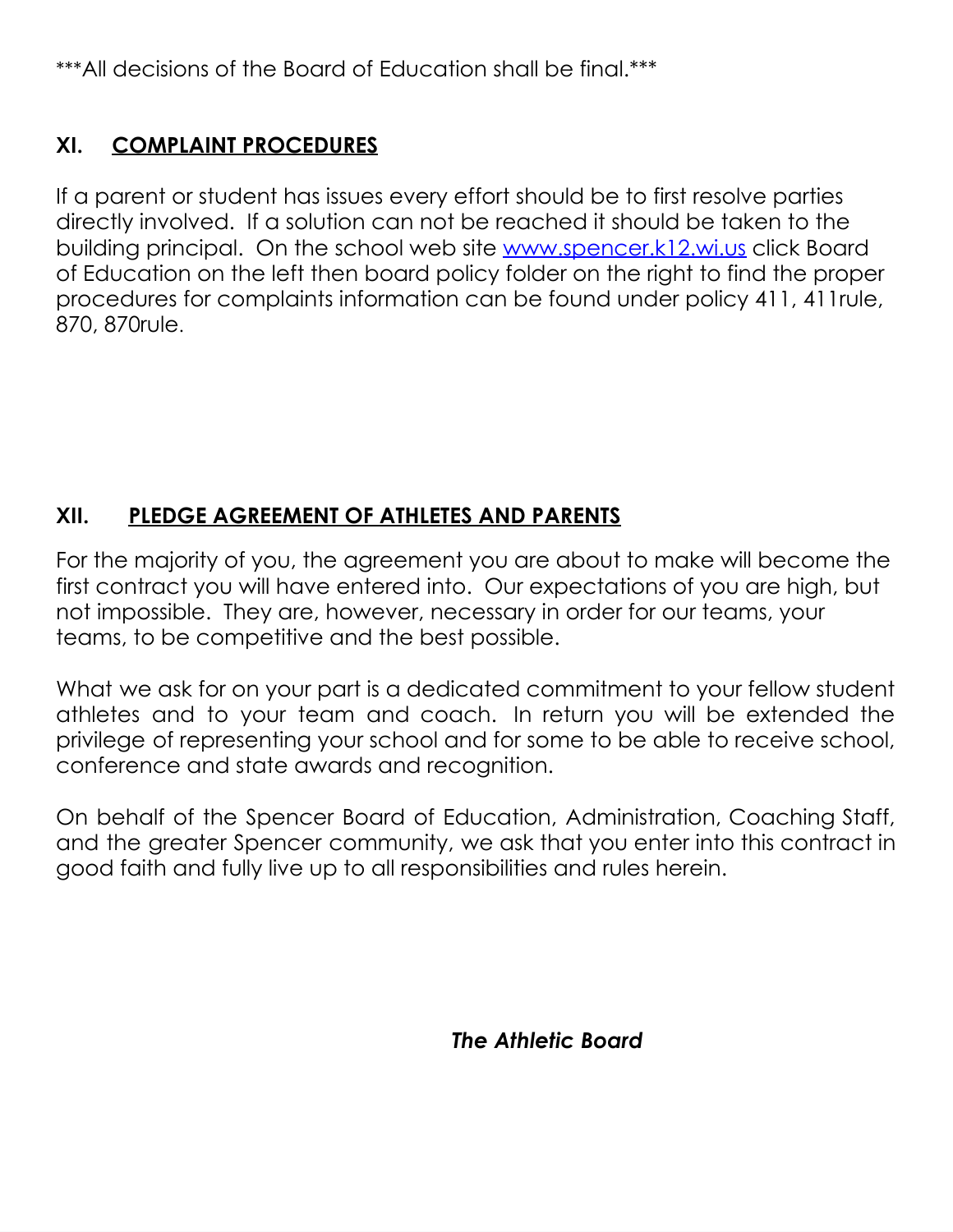***All decisions of the Board of Education shall be final.***

## XI. COMPLAINT PROCEDURES

If a parent or student has issues every effort should be to first resolve parties directly involved. If a solution can not be reached it should be taken to the building principal. On the school web site [www.spencer.k12.wi.us](http://www.spencer.k12.wi.us) click Board of Education on the left then board policy folder on the right to find the proper procedures for complaints information can be found under policy 411, 411rule, 870, 870rule.

## XII. PLEDGE AGREEMENT OF ATHLETES AND PARENTS

For the majority of you, the agreement you are about to make will become the first contract you will have entered into. Our expectations of you are high, but not impossible. They are, however, necessary in order for our teams, your teams, to be competitive and the best possible.

What we ask for on your part is a dedicated commitment to your fellow student athletes and to your team and coach. In return you will be extended the privilege of representing your school and for some to be able to receive school, conference and state awards and recognition.

On behalf of the Spencer Board of Education, Administration, Coaching Staff, and the greater Spencer community, we ask that you enter into this contract in good faith and fully live up to all responsibilities and rules herein.

***The Athletic Board***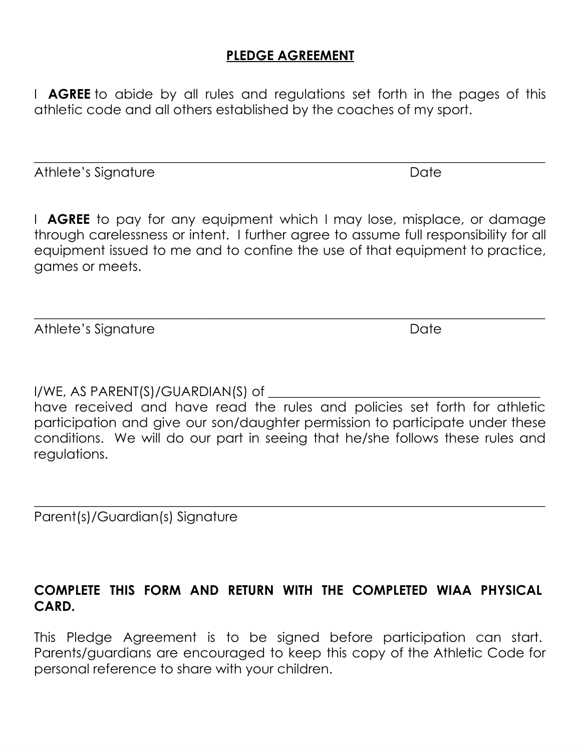## PLEDGE AGREEMENT

I **AGREE** to abide by all rules and regulations set forth in the pages of this athletic code and all others established by the coaches of my sport.

\_\_\_\_\_\_\_\_\_\_\_\_\_\_\_\_\_\_\_\_\_\_\_\_\_\_\_\_\_\_\_\_\_\_\_\_\_\_\_\_\_\_\_\_\_\_\_\_\_\_\_\_\_\_\_\_\_\_\_\_

Athlete's Signature Date

I **AGREE** to pay for any equipment which I may lose, misplace, or damage through carelessness or intent. I further agree to assume full responsibility for all equipment issued to me and to confine the use of that equipment to practice, games or meets.

\_\_\_\_\_\_\_\_\_\_\_\_\_\_\_\_\_\_\_\_\_\_\_\_\_\_\_\_\_\_\_\_\_\_\_\_\_\_\_\_\_\_\_\_\_\_\_\_\_\_\_\_\_\_\_\_\_\_\_\_

Athlete's Signature Date

I/WE, AS PARENT(S)/GUARDIAN(S) of \_\_\_\_\_\_\_\_\_\_\_\_\_\_\_\_\_\_\_\_\_\_\_\_\_\_\_\_\_\_\_\_ have received and have read the rules and policies set forth for athletic participation and give our son/daughter permission to participate under these conditions. We will do our part in seeing that he/she follows these rules and regulations.

\_\_\_\_\_\_\_\_\_\_\_\_\_\_\_\_\_\_\_\_\_\_\_\_\_\_\_\_\_\_\_\_\_\_\_\_\_\_\_\_\_\_\_\_\_\_\_\_\_\_\_\_\_\_\_\_\_\_\_\_

Parent(s)/Guardian(s) Signature

**COMPLETE THIS FORM AND RETURN WITH THE COMPLETED WIAA PHYSICAL CARD.**

This Pledge Agreement is to be signed before participation can start. Parents/guardians are encouraged to keep this copy of the Athletic Code for personal reference to share with your children.